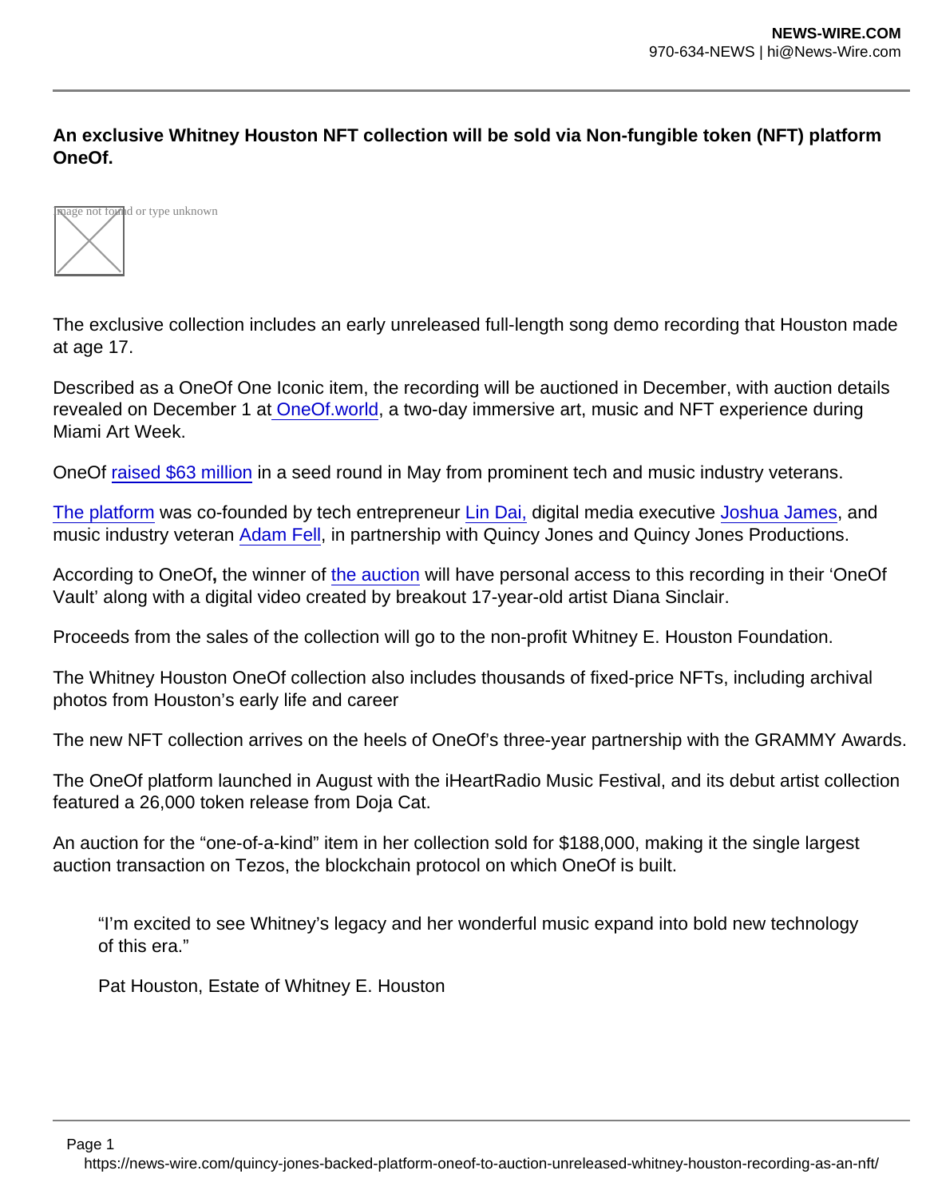**An exclusive Whitney Houston NFT collection will be sold via Non-fungible token (NFT) platform OneOf.**

The exclusive collection includes an early unreleased full-length song demo recording that Houston made at age 17.

Described as a OneOf One Iconic item, the recording will be auctioned in December, with auction details revealed on December 1 at OneOf.world, a two-day immersive art, music and NFT experience during Miami Art Week.

OneOf raised $63 million in a seed round in May from prominent tech and music industry veterans.

The platform was co-founded by tech entrepreneur Lin Dai, digital media executive Joshua James, and music industry veteran Adam Fell, in partnership with Quincy Jones and Quincy Jones Productions.

According to OneOf**,** the winner of the auction will have personal access to this recording in their 'OneOf Vault' along with a digital video created by breakout 17-year-old artist Diana Sinclair.

Proceeds from the sales of the collection will go to the non-profit Whitney E. Houston Foundation.

The Whitney Houston OneOf collection also includes thousands of fixed-price NFTs, including archival photos from Houston's early life and career

The new NFT collection arrives on the heels of OneOf's three-year partnership with the GRAMMY Awards.

The OneOf platform launched in August with the iHeartRadio Music Festival, and its debut artist collection featured a 26,000 token release from Doja Cat.

An auction for the "one-of-a-kind" item in her collection sold for $188,000, making it the single largest auction transaction on Tezos, the blockchain protocol on which OneOf is built.

> "I'm excited to see Whitney's legacy and her wonderful music expand into bold new technology of this era."
>
> Pat Houston, Estate of Whitney E. Houston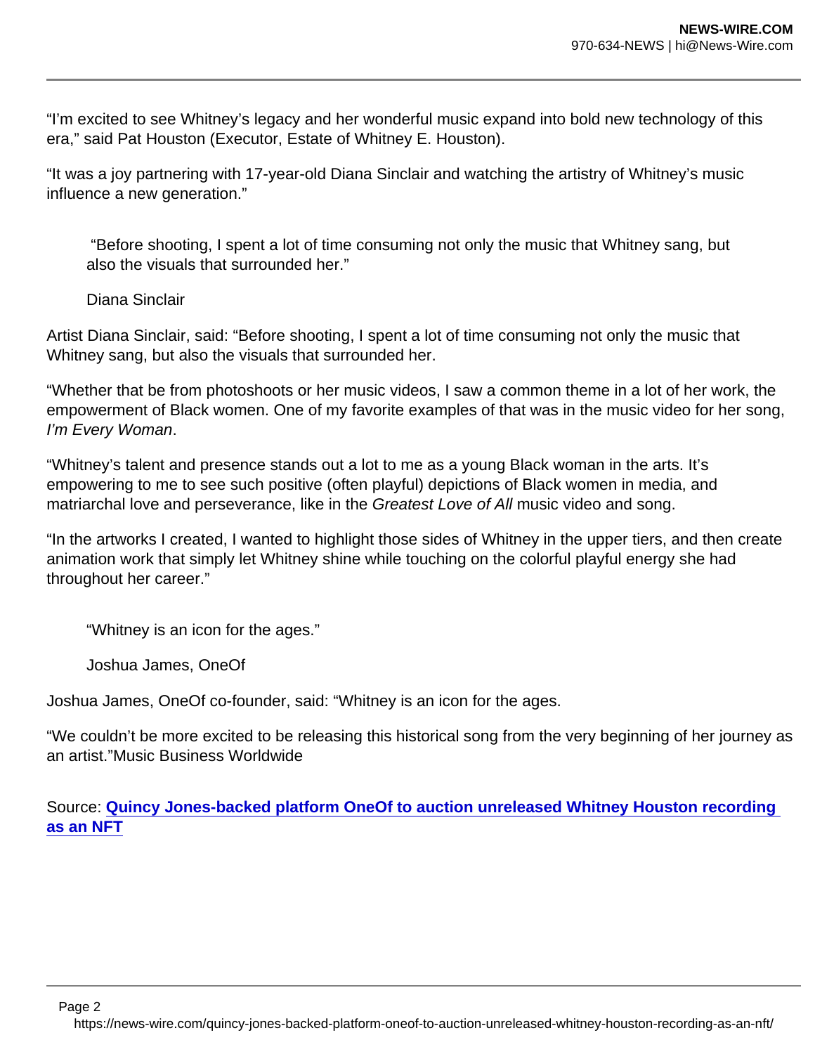"I'm excited to see Whitney's legacy and her wonderful music expand into bold new technology of this era," said Pat Houston (Executor, Estate of Whitney E. Houston).

"It was a joy partnering with 17-year-old Diana Sinclair and watching the artistry of Whitney's music influence a new generation."

> "Before shooting, I spent a lot of time consuming not only the music that Whitney sang, but also the visuals that surrounded her."
>
> Diana Sinclair

Artist Diana Sinclair, said: "Before shooting, I spent a lot of time consuming not only the music that Whitney sang, but also the visuals that surrounded her.

"Whether that be from photoshoots or her music videos, I saw a common theme in a lot of her work, the empowerment of Black women. One of my favorite examples of that was in the music video for her song, *I'm Every Woman*.

"Whitney's talent and presence stands out a lot to me as a young Black woman in the arts. It's empowering to me to see such positive (often playful) depictions of Black women in media, and matriarchal love and perseverance, like in the *Greatest Love of All* music video and song.

"In the artworks I created, I wanted to highlight those sides of Whitney in the upper tiers, and then create animation work that simply let Whitney shine while touching on the colorful playful energy she had throughout her career."

> "Whitney is an icon for the ages."
>
> Joshua James, OneOf

Joshua James, OneOf co-founder, said: "Whitney is an icon for the ages.

"We couldn't be more excited to be releasing this historical song from the very beginning of her journey as an artist."Music Business Worldwide

Source: **[Quincy Jones-backed platform OneOf to auction unreleased Whitney Houston recording as an NFT](https://news-wire.com/quincy-jones-backed-platform-oneof-to-auction-unreleased-whitney-houston-recording-as-an-nft/)**